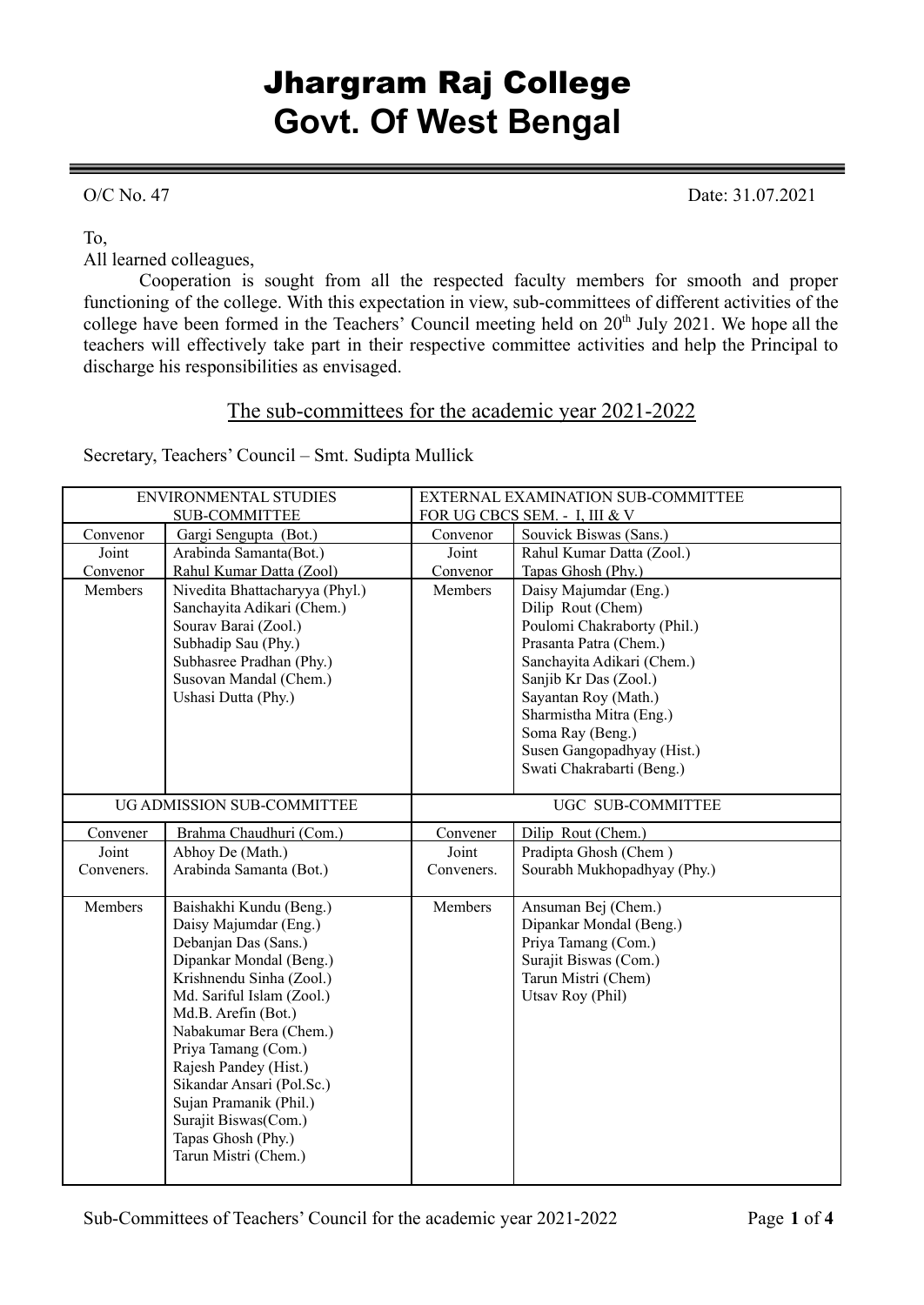# Jhargram Raj College
# Govt. Of West Bengal

O/C No. 47 Date: 31.07.2021

To,
All learned colleagues,

Cooperation is sought from all the respected faculty members for smooth and proper functioning of the college. With this expectation in view, sub-committees of different activities of the college have been formed in the Teachers' Council meeting held on 20th July 2021. We hope all the teachers will effectively take part in their respective committee activities and help the Principal to discharge his responsibilities as envisaged.

## The sub-committees for the academic year 2021-2022

Secretary, Teachers' Council – Smt. Sudipta Mullick

| ENVIRONMENTAL STUDIES SUB-COMMITTEE | | EXTERNAL EXAMINATION SUB-COMMITTEE FOR UG CBCS SEM. - I, III & V | |
|---|---|---|---|
| Convenor | Gargi Sengupta (Bot.) | Convenor | Souvick Biswas (Sans.) |
| Joint Convenor | Arabinda Samanta(Bot.)<br>Rahul Kumar Datta (Zool) | Joint Convenor | Rahul Kumar Datta (Zool.)<br>Tapas Ghosh (Phy.) |
| Members | Nivedita Bhattacharyya (Phyl.)<br>Sanchayita Adikari (Chem.)<br>Sourav Barai (Zool.)<br>Subhadip Sau (Phy.)<br>Subhasree Pradhan (Phy.)<br>Susovan Mandal (Chem.)<br>Ushasi Dutta (Phy.) | Members | Daisy Majumdar (Eng.)<br>Dilip Rout (Chem)<br>Poulomi Chakraborty (Phil.)<br>Prasanta Patra (Chem.)<br>Sanchayita Adikari (Chem.)<br>Sanjib Kr Das (Zool.)<br>Sayantan Roy (Math.)<br>Sharmistha Mitra (Eng.)<br>Soma Ray (Beng.)<br>Susen Gangopadhyay (Hist.)<br>Swati Chakrabarti (Beng.) |
| **UG ADMISSION SUB-COMMITTEE** | | **UGC SUB-COMMITTEE** | |
| Convener | Brahma Chaudhuri (Com.) | Convener | Dilip Rout (Chem.) |
| Joint Conveners. | Abhoy De (Math.)<br>Arabinda Samanta (Bot.) | Joint Conveners. | Pradipta Ghosh (Chem )<br>Sourabh Mukhopadhyay (Phy.) |
| Members | Baishakhi Kundu (Beng.)<br>Daisy Majumdar (Eng.)<br>Debanjan Das (Sans.)<br>Dipankar Mondal (Beng.)<br>Krishnendu Sinha (Zool.)<br>Md. Sariful Islam (Zool.)<br>Md.B. Arefin (Bot.)<br>Nabakumar Bera (Chem.)<br>Priya Tamang (Com.)<br>Rajesh Pandey (Hist.)<br>Sikandar Ansari (Pol.Sc.)<br>Sujan Pramanik (Phil.)<br>Surajit Biswas(Com.)<br>Tapas Ghosh (Phy.)<br>Tarun Mistri (Chem.) | Members | Ansuman Bej (Chem.)<br>Dipankar Mondal (Beng.)<br>Priya Tamang (Com.)<br>Surajit Biswas (Com.)<br>Tarun Mistri (Chem)<br>Utsav Roy (Phil) |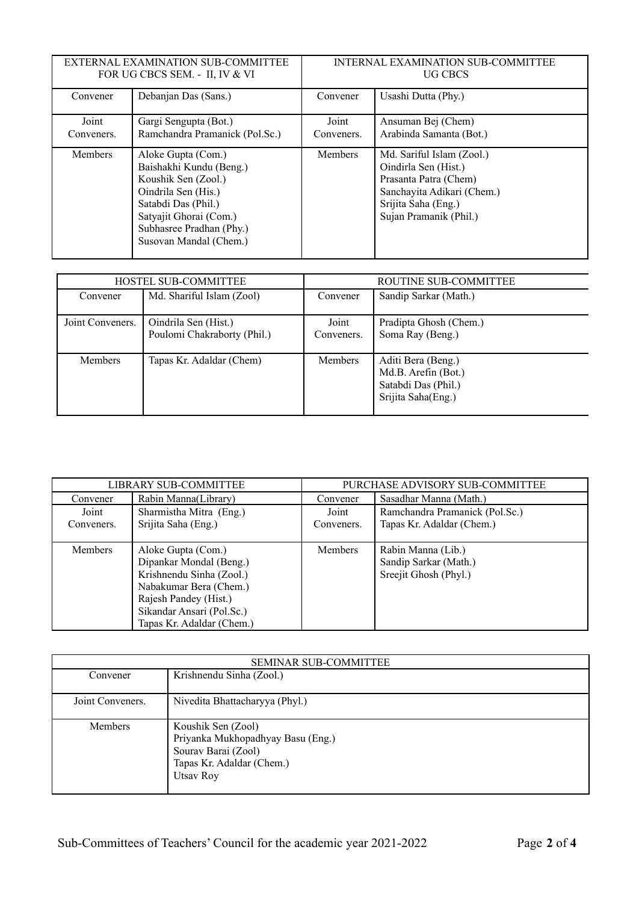| EXTERNAL EXAMINATION SUB-COMMITTEE FOR UG CBCS SEM. - II, IV & VI | | INTERNAL EXAMINATION SUB-COMMITTEE UG CBCS | |
|---|---|---|---|
| Convener | Debanjan Das (Sans.) | Convener | Usashi Dutta (Phy.) |
| Joint Conveners. | Gargi Sengupta (Bot.)<br>Ramchandra Pramanick (Pol.Sc.) | Joint Conveners. | Ansuman Bej (Chem)<br>Arabinda Samanta (Bot.) |
| Members | Aloke Gupta (Com.)<br>Baishakhi Kundu (Beng.)<br>Koushik Sen (Zool.)<br>Oindrila Sen (His.)<br>Satabdi Das (Phil.)<br>Satyajit Ghorai (Com.)<br>Subhasree Pradhan (Phy.)<br>Susovan Mandal (Chem.) | Members | Md. Sariful Islam (Zool.)<br>Oindirla Sen (Hist.)<br>Prasanta Patra (Chem)<br>Sanchayita Adikari (Chem.)<br>Srijita Saha (Eng.)<br>Sujan Pramanik (Phil.) |

| HOSTEL SUB-COMMITTEE | | ROUTINE SUB-COMMITTEE | |
|---|---|---|---|
| Convener | Md. Shariful Islam (Zool) | Convener | Sandip Sarkar (Math.) |
| Joint Conveners. | Oindrila Sen (Hist.)<br>Poulomi Chakraborty (Phil.) | Joint Conveners. | Pradipta Ghosh (Chem.)<br>Soma Ray (Beng.) |
| Members | Tapas Kr. Adaldar (Chem) | Members | Aditi Bera (Beng.)<br>Md.B. Arefin (Bot.)<br>Satabdi Das (Phil.)<br>Srijita Saha(Eng.) |

| LIBRARY SUB-COMMITTEE | | PURCHASE ADVISORY SUB-COMMITTEE | |
|---|---|---|---|
| Convener | Rabin Manna(Library) | Convener | Sasadhar Manna (Math.) |
| Joint Conveners. | Sharmistha Mitra (Eng.)<br>Srijita Saha (Eng.) | Joint Conveners. | Ramchandra Pramanick (Pol.Sc.)<br>Tapas Kr. Adaldar (Chem.) |
| Members | Aloke Gupta (Com.)<br>Dipankar Mondal (Beng.)<br>Krishnendu Sinha (Zool.)<br>Nabakumar Bera (Chem.)<br>Rajesh Pandey (Hist.)<br>Sikandar Ansari (Pol.Sc.)<br>Tapas Kr. Adaldar (Chem.) | Members | Rabin Manna (Lib.)<br>Sandip Sarkar (Math.)<br>Sreejit Ghosh (Phyl.) |

| SEMINAR SUB-COMMITTEE | |
|---|---|
| Convener | Krishnendu Sinha (Zool.) |
| Joint Conveners. | Nivedita Bhattacharyya (Phyl.) |
| Members | Koushik Sen (Zool)<br>Priyanka Mukhopadhyay Basu (Eng.)<br>Sourav Barai (Zool)<br>Tapas Kr. Adaldar (Chem.)<br>Utsav Roy |

Sub-Committees of Teachers' Council for the academic year 2021-2022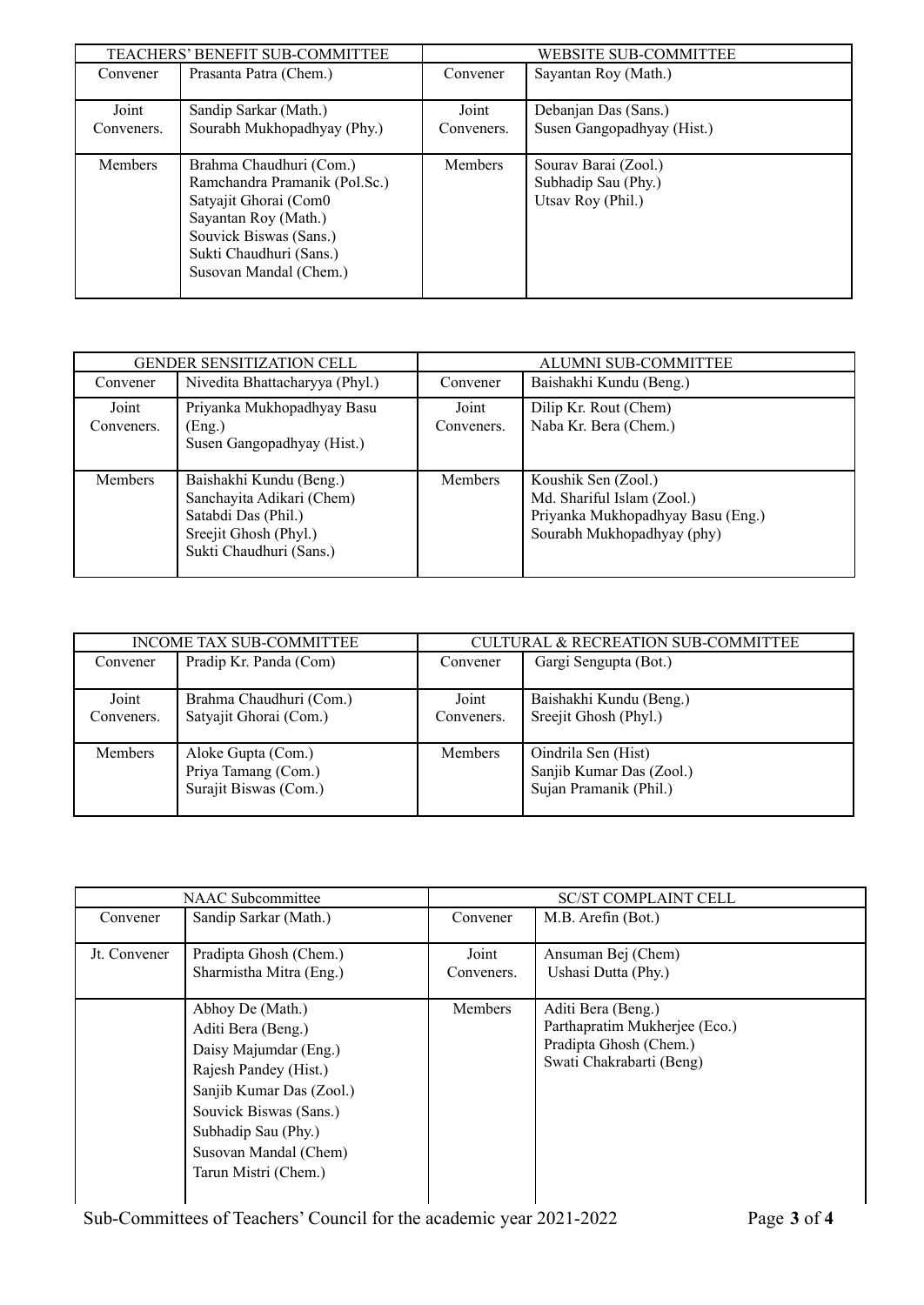| TEACHERS' BENEFIT SUB-COMMITTEE | | WEBSITE SUB-COMMITTEE | |
|---|---|---|---|
| Convener | Prasanta Patra (Chem.) | Convener | Sayantan Roy (Math.) |
| Joint Conveners. | Sandip Sarkar (Math.)<br>Sourabh Mukhopadhyay (Phy.) | Joint Conveners. | Debanjan Das (Sans.)<br>Susen Gangopadhyay (Hist.) |
| Members | Brahma Chaudhuri (Com.)<br>Ramchandra Pramanik (Pol.Sc.)<br>Satyajit Ghorai (Com0<br>Sayantan Roy (Math.)<br>Souvick Biswas (Sans.)<br>Sukti Chaudhuri (Sans.)<br>Susovan Mandal (Chem.) | Members | Sourav Barai (Zool.)<br>Subhadip Sau (Phy.)<br>Utsav Roy (Phil.) |

| GENDER SENSITIZATION CELL | | ALUMNI SUB-COMMITTEE | |
|---|---|---|---|
| Convener | Nivedita Bhattacharyya (Phyl.) | Convener | Baishakhi Kundu (Beng.) |
| Joint Conveners. | Priyanka Mukhopadhyay Basu (Eng.)<br>Susen Gangopadhyay (Hist.) | Joint Conveners. | Dilip Kr. Rout (Chem)<br>Naba Kr. Bera (Chem.) |
| Members | Baishakhi Kundu (Beng.)<br>Sanchayita Adikari (Chem)<br>Satabdi Das (Phil.)<br>Sreejit Ghosh (Phyl.)<br>Sukti Chaudhuri (Sans.) | Members | Koushik Sen (Zool.)<br>Md. Shariful Islam (Zool.)<br>Priyanka Mukhopadhyay Basu (Eng.)<br>Sourabh Mukhopadhyay (phy) |

| INCOME TAX SUB-COMMITTEE | | CULTURAL & RECREATION SUB-COMMITTEE | |
|---|---|---|---|
| Convener | Pradip Kr. Panda (Com) | Convener | Gargi Sengupta (Bot.) |
| Joint Conveners. | Brahma Chaudhuri (Com.)<br>Satyajit Ghorai (Com.) | Joint Conveners. | Baishakhi Kundu (Beng.)<br>Sreejit Ghosh (Phyl.) |
| Members | Aloke Gupta (Com.)<br>Priya Tamang (Com.)<br>Surajit Biswas (Com.) | Members | Oindrila Sen (Hist)<br>Sanjib Kumar Das (Zool.)<br>Sujan Pramanik (Phil.) |

| NAAC Subcommittee | | SC/ST COMPLAINT CELL | |
|---|---|---|---|
| Convener | Sandip Sarkar (Math.) | Convener | M.B. Arefin (Bot.) |
| Jt. Convener | Pradipta Ghosh (Chem.)<br>Sharmistha Mitra (Eng.) | Joint Conveners. | Ansuman Bej (Chem)<br>Ushasi Dutta (Phy.) |
| | Abhoy De (Math.)<br>Aditi Bera (Beng.)<br>Daisy Majumdar (Eng.)<br>Rajesh Pandey (Hist.)<br>Sanjib Kumar Das (Zool.)<br>Souvick Biswas (Sans.)<br>Subhadip Sau (Phy.)<br>Susovan Mandal (Chem)<br>Tarun Mistri (Chem.) | Members | Aditi Bera (Beng.)<br>Parthapratim Mukherjee (Eco.)<br>Pradipta Ghosh (Chem.)<br>Swati Chakrabarti (Beng) |

Sub-Committees of Teachers' Council for the academic year 2021-2022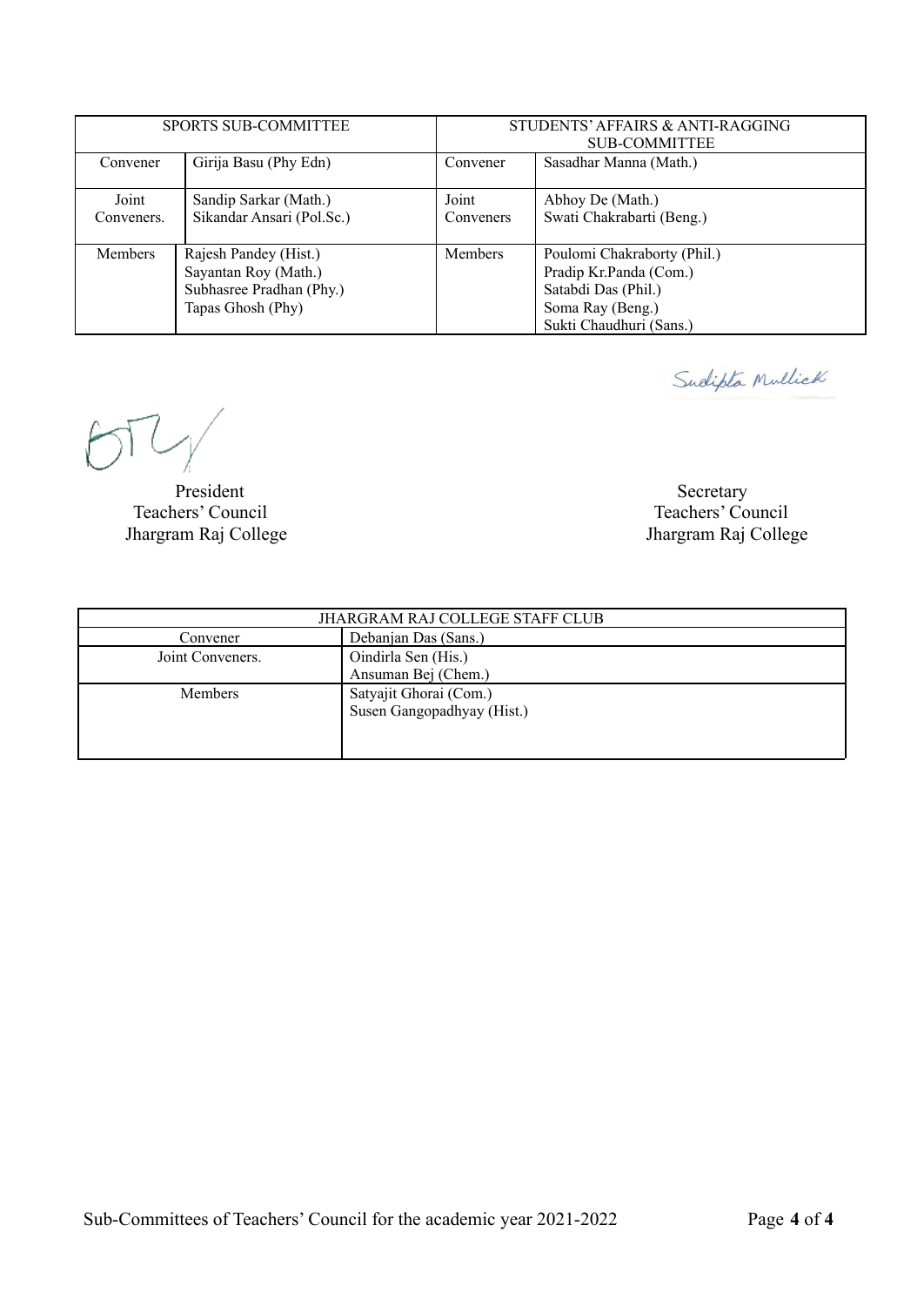| SPORTS SUB-COMMITTEE | | STUDENTS' AFFAIRS & ANTI-RAGGING SUB-COMMITTEE | |
|---|---|---|---|
| Convener | Girija Basu (Phy Edn) | Convener | Sasadhar Manna (Math.) |
| Joint Conveners. | Sandip Sarkar (Math.)<br>Sikandar Ansari (Pol.Sc.) | Joint Conveners | Abhoy De (Math.)<br>Swati Chakrabarti (Beng.) |
| Members | Rajesh Pandey (Hist.)<br>Sayantan Roy (Math.)<br>Subhasree Pradhan (Phy.)<br>Tapas Ghosh (Phy) | Members | Poulomi Chakraborty (Phil.)<br>Pradip Kr.Panda (Com.)<br>Satabdi Das (Phil.)<br>Soma Ray (Beng.)<br>Sukti Chaudhuri (Sans.) |

President
Teachers' Council
Jhargram Raj College

Sudipta Mullick

Secretary
Teachers' Council
Jhargram Raj College

| JHARGRAM RAJ COLLEGE STAFF CLUB | |
|---|---|
| Convener | Debanjan Das (Sans.) |
| Joint Conveners. | Oindirla Sen (His.)<br>Ansuman Bej (Chem.) |
| Members | Satyajit Ghorai (Com.)<br>Susen Gangopadhyay (Hist.) |

Sub-Committees of Teachers' Council for the academic year 2021-2022